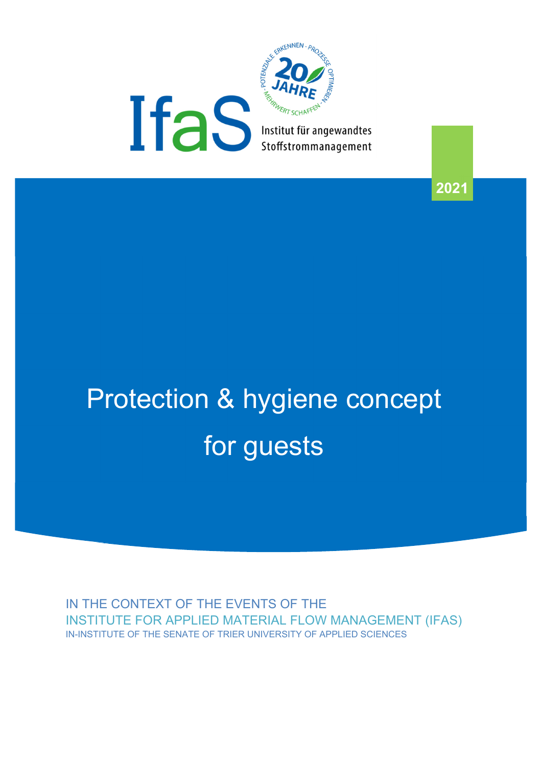IfaS

Institut für angewandtes Stoffstrommanagement

2021

# Protection & hygiene concept for guests

IN THE CONTEXT OF THE EVENTS OF THE

INSTITUTE FOR APPLIED MATERIAL FLOW MANAGEMENT (IFAS)

IN-INSTITUTE OF THE SENATE OF TRIER UNIVERSITY OF APPLIED SCIENCES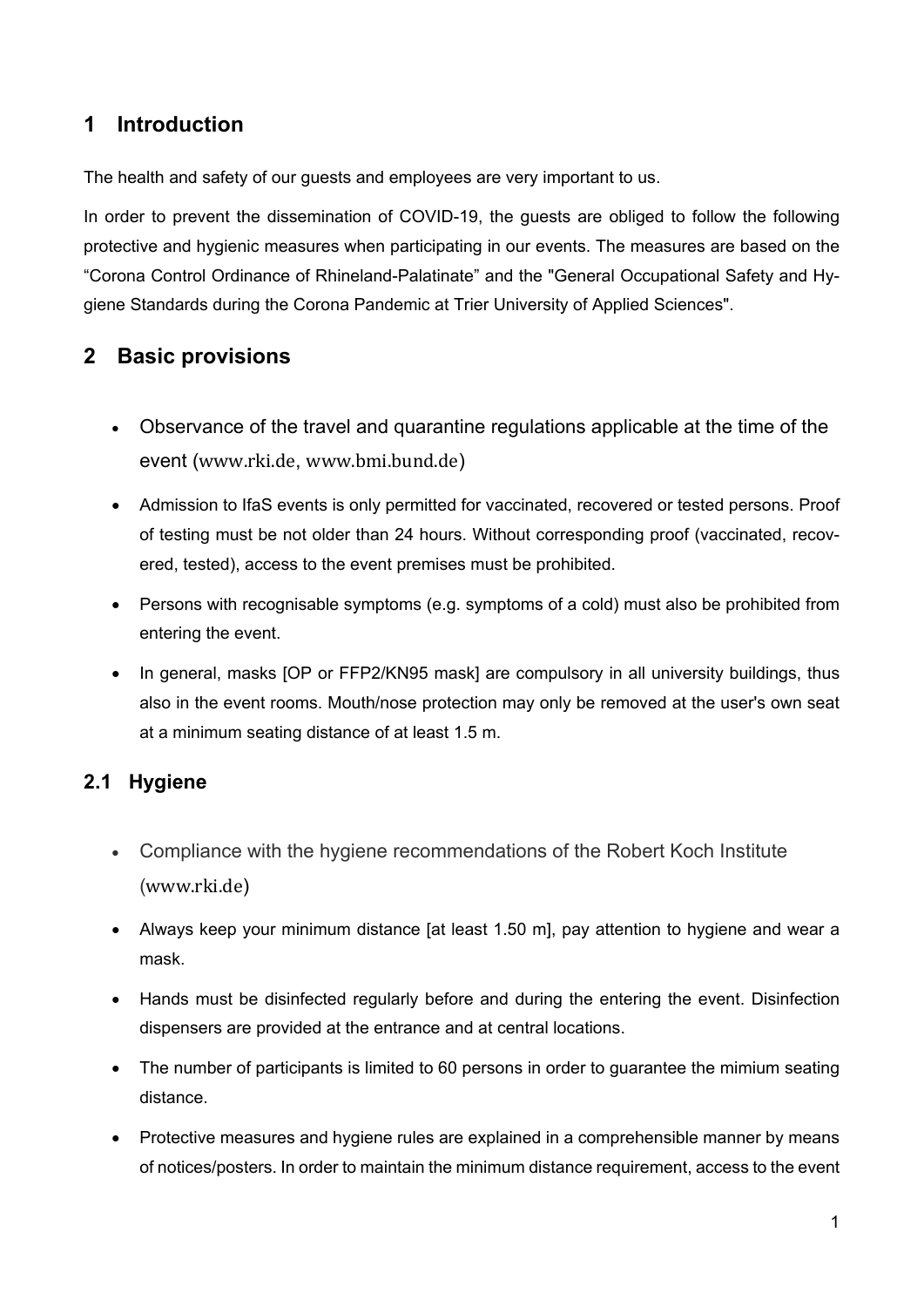# 1 Introduction

The health and safety of our guests and employees are very important to us.

In order to prevent the dissemination of COVID-19, the guests are obliged to follow the following protective and hygienic measures when participating in our events. The measures are based on the "Corona Control Ordinance of Rhineland-Palatinate" and the "General Occupational Safety and Hygiene Standards during the Corona Pandemic at Trier University of Applied Sciences".

# 2 Basic provisions

- Observance of the travel and quarantine regulations applicable at the time of the event (www.rki.de, www.bmi.bund.de)
- Admission to IfaS events is only permitted for vaccinated, recovered or tested persons. Proof of testing must be not older than 24 hours. Without corresponding proof (vaccinated, recovered, tested), access to the event premises must be prohibited.
- Persons with recognisable symptoms (e.g. symptoms of a cold) must also be prohibited from entering the event.
- In general, masks [OP or FFP2/KN95 mask] are compulsory in all university buildings, thus also in the event rooms. Mouth/nose protection may only be removed at the user's own seat at a minimum seating distance of at least 1.5 m.

## 2.1 Hygiene

- Compliance with the hygiene recommendations of the Robert Koch Institute (www.rki.de)
- Always keep your minimum distance [at least 1.50 m], pay attention to hygiene and wear a mask.
- Hands must be disinfected regularly before and during the entering the event. Disinfection dispensers are provided at the entrance and at central locations.
- The number of participants is limited to 60 persons in order to guarantee the mimium seating distance.
- Protective measures and hygiene rules are explained in a comprehensible manner by means of notices/posters. In order to maintain the minimum distance requirement, access to the event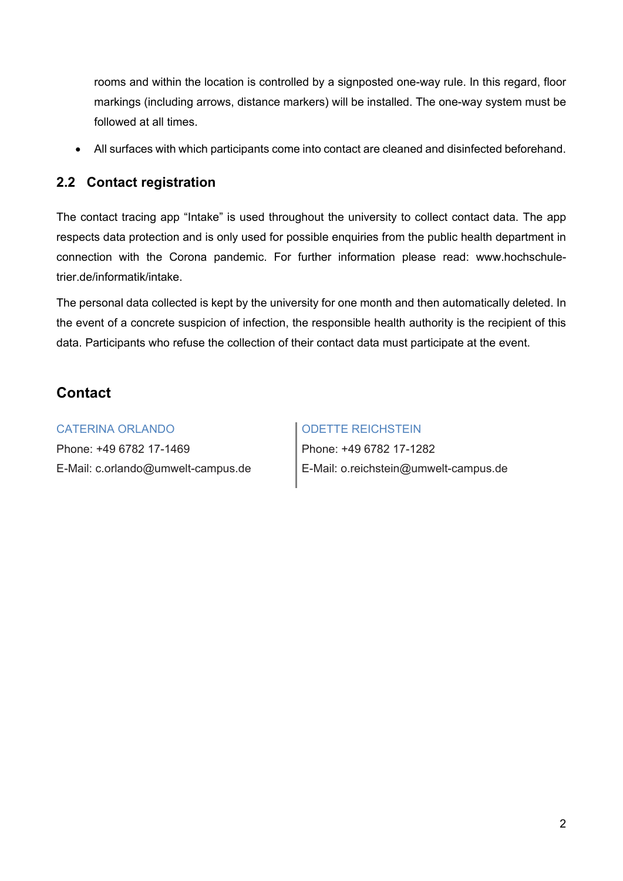rooms and within the location is controlled by a signposted one-way rule. In this regard, floor markings (including arrows, distance markers) will be installed. The one-way system must be followed at all times.

- All surfaces with which participants come into contact are cleaned and disinfected beforehand.

## 2.2 Contact registration

The contact tracing app "Intake" is used throughout the university to collect contact data. The app respects data protection and is only used for possible enquiries from the public health department in connection with the Corona pandemic. For further information please read: www.hochschule-trier.de/informatik/intake.

The personal data collected is kept by the university for one month and then automatically deleted. In the event of a concrete suspicion of infection, the responsible health authority is the recipient of this data. Participants who refuse the collection of their contact data must participate at the event.

## Contact

CATERINA ORLANDO
Phone: +49 6782 17-1469
E-Mail: c.orlando@umwelt-campus.de

ODETTE REICHSTEIN
Phone: +49 6782 17-1282
E-Mail: o.reichstein@umwelt-campus.de